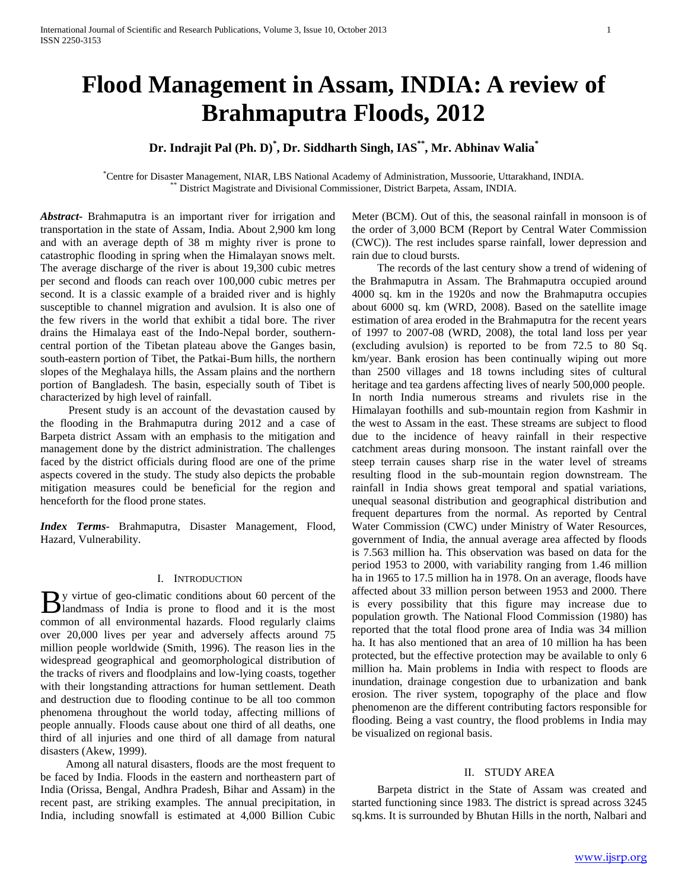# Flood Management in Assam, INDIA: A review of Brahmaputra Floods, 2012

**Dr. Indrajit Pal (Ph. D)[*], Dr. Siddharth Singh, IAS[**], Mr. Abhinav Walia[*]**

[*] Centre for Disaster Management, NIAR, LBS National Academy of Administration, Mussoorie, Uttarakhand, INDIA.
[**] District Magistrate and Divisional Commissioner, District Barpeta, Assam, INDIA.

***Abstract-*** Brahmaputra is an important river for irrigation and transportation in the state of Assam, India. About 2,900 km long and with an average depth of 38 m mighty river is prone to catastrophic flooding in spring when the Himalayan snows melt. The average discharge of the river is about 19,300 cubic metres per second and floods can reach over 100,000 cubic metres per second. It is a classic example of a braided river and is highly susceptible to channel migration and avulsion. It is also one of the few rivers in the world that exhibit a tidal bore. The river drains the Himalaya east of the Indo-Nepal border, southern-central portion of the Tibetan plateau above the Ganges basin, south-eastern portion of Tibet, the Patkai-Bum hills, the northern slopes of the Meghalaya hills, the Assam plains and the northern portion of Bangladesh. The basin, especially south of Tibet is characterized by high level of rainfall.

Present study is an account of the devastation caused by the flooding in the Brahmaputra during 2012 and a case of Barpeta district Assam with an emphasis to the mitigation and management done by the district administration. The challenges faced by the district officials during flood are one of the prime aspects covered in the study. The study also depicts the probable mitigation measures could be beneficial for the region and henceforth for the flood prone states.

***Index Terms-*** Brahmaputra, Disaster Management, Flood, Hazard, Vulnerability.

## I. Introduction

By virtue of geo-climatic conditions about 60 percent of the landmass of India is prone to flood and it is the most common of all environmental hazards. Flood regularly claims over 20,000 lives per year and adversely affects around 75 million people worldwide (Smith, 1996). The reason lies in the widespread geographical and geomorphological distribution of the tracks of rivers and floodplains and low-lying coasts, together with their longstanding attractions for human settlement. Death and destruction due to flooding continue to be all too common phenomena throughout the world today, affecting millions of people annually. Floods cause about one third of all deaths, one third of all injuries and one third of all damage from natural disasters (Akew, 1999).

Among all natural disasters, floods are the most frequent to be faced by India. Floods in the eastern and northeastern part of India (Orissa, Bengal, Andhra Pradesh, Bihar and Assam) in the recent past, are striking examples. The annual precipitation, in India, including snowfall is estimated at 4,000 Billion Cubic Meter (BCM). Out of this, the seasonal rainfall in monsoon is of the order of 3,000 BCM (Report by Central Water Commission (CWC)). The rest includes sparse rainfall, lower depression and rain due to cloud bursts.

The records of the last century show a trend of widening of the Brahmaputra in Assam. The Brahmaputra occupied around 4000 sq. km in the 1920s and now the Brahmaputra occupies about 6000 sq. km (WRD, 2008). Based on the satellite image estimation of area eroded in the Brahmaputra for the recent years of 1997 to 2007-08 (WRD, 2008), the total land loss per year (excluding avulsion) is reported to be from 72.5 to 80 Sq. km/year. Bank erosion has been continually wiping out more than 2500 villages and 18 towns including sites of cultural heritage and tea gardens affecting lives of nearly 500,000 people. In north India numerous streams and rivulets rise in the Himalayan foothills and sub-mountain region from Kashmir in the west to Assam in the east. These streams are subject to flood due to the incidence of heavy rainfall in their respective catchment areas during monsoon. The instant rainfall over the steep terrain causes sharp rise in the water level of streams resulting flood in the sub-mountain region downstream. The rainfall in India shows great temporal and spatial variations, unequal seasonal distribution and geographical distribution and frequent departures from the normal. As reported by Central Water Commission (CWC) under Ministry of Water Resources, government of India, the annual average area affected by floods is 7.563 million ha. This observation was based on data for the period 1953 to 2000, with variability ranging from 1.46 million ha in 1965 to 17.5 million ha in 1978. On an average, floods have affected about 33 million person between 1953 and 2000. There is every possibility that this figure may increase due to population growth. The National Flood Commission (1980) has reported that the total flood prone area of India was 34 million ha. It has also mentioned that an area of 10 million ha has been protected, but the effective protection may be available to only 6 million ha. Main problems in India with respect to floods are inundation, drainage congestion due to urbanization and bank erosion. The river system, topography of the place and flow phenomenon are the different contributing factors responsible for flooding. Being a vast country, the flood problems in India may be visualized on regional basis.

## II. Study Area

Barpeta district in the State of Assam was created and started functioning since 1983. The district is spread across 3245 sq.kms. It is surrounded by Bhutan Hills in the north, Nalbari and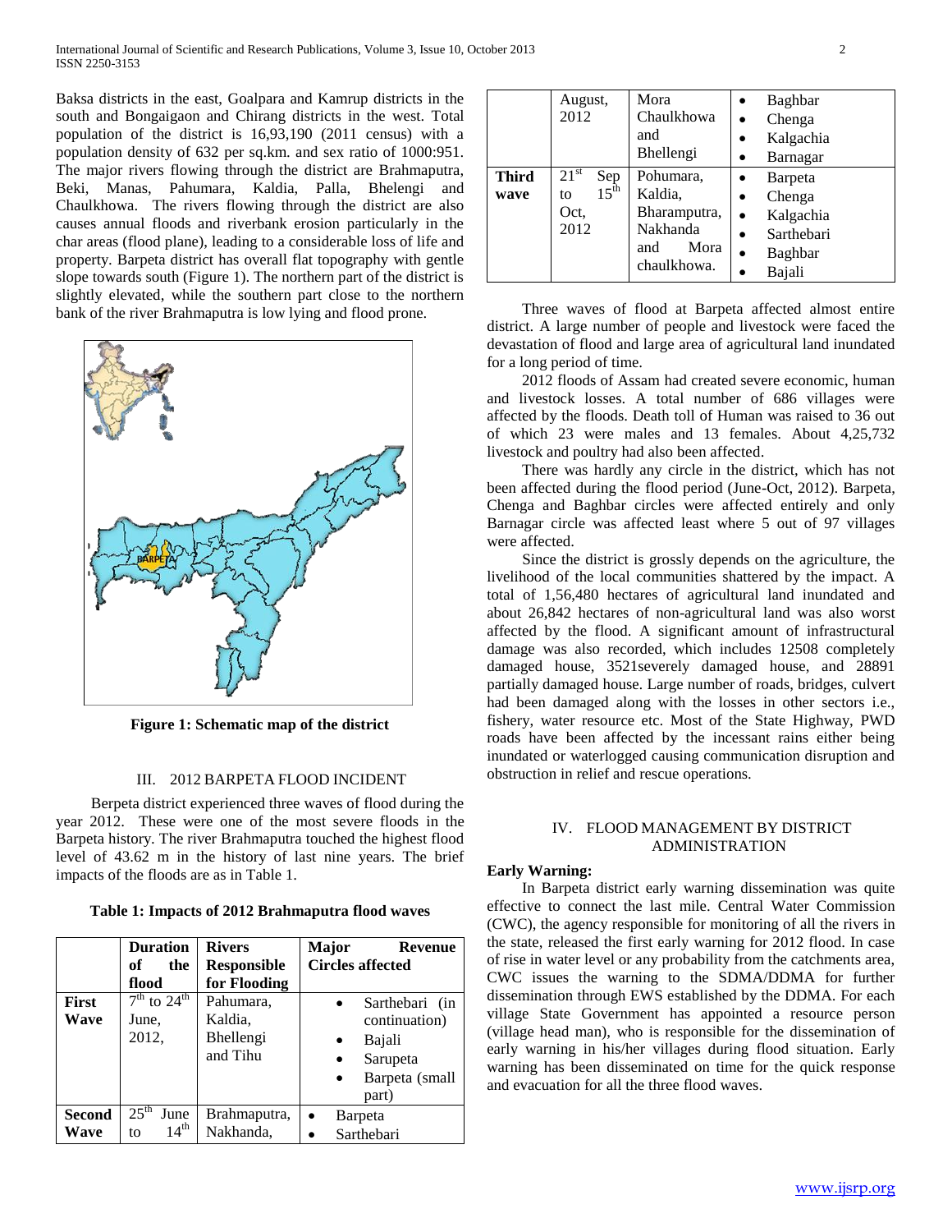Baksa districts in the east, Goalpara and Kamrup districts in the south and Bongaigaon and Chirang districts in the west. Total population of the district is 16,93,190 (2011 census) with a population density of 632 per sq.km. and sex ratio of 1000:951. The major rivers flowing through the district are Brahmaputra, Beki, Manas, Pahumara, Kaldia, Palla, Bhelengi and Chaulkhowa. The rivers flowing through the district are also causes annual floods and riverbank erosion particularly in the char areas (flood plane), leading to a considerable loss of life and property. Barpeta district has overall flat topography with gentle slope towards south (Figure 1). The northern part of the district is slightly elevated, while the southern part close to the northern bank of the river Brahmaputra is low lying and flood prone.

**Figure 1: Schematic map of the district**

## III. 2012 BARPETA FLOOD INCIDENT

Berpeta district experienced three waves of flood during the year 2012. These were one of the most severe floods in the Barpeta history. The river Brahmaputra touched the highest flood level of 43.62 m in the history of last nine years. The brief impacts of the floods are as in Table 1.

**Table 1: Impacts of 2012 Brahmaputra flood waves**

| | Duration of the flood | Rivers Responsible for Flooding | Major Revenue Circles affected |
|---|---|---|---|
| **First Wave** | 7th to 24th June, 2012, | Pahumara, Kaldia, Bhellengi and Tihu | • Sarthebari (in continuation)<br>• Bajali<br>• Sarupeta<br>• Barpeta (small part) |
| **Second Wave** | 25th June to 14th August, 2012 | Brahmaputra, Nakhanda, Mora Chaulkhowa and Bhellengi | • Barpeta<br>• Sarthebari<br>• Baghbar<br>• Chenga<br>• Kalgachia<br>• Barnagar |
| **Third wave** | 21st Sep to 15th Oct, 2012 | Pohumara, Kaldia, Bharamputra, Nakhanda and Mora chaulkhowa. | • Barpeta<br>• Chenga<br>• Kalgachia<br>• Sarthebari<br>• Baghbar<br>• Bajali |

Three waves of flood at Barpeta affected almost entire district. A large number of people and livestock were faced the devastation of flood and large area of agricultural land inundated for a long period of time.

2012 floods of Assam had created severe economic, human and livestock losses. A total number of 686 villages were affected by the floods. Death toll of Human was raised to 36 out of which 23 were males and 13 females. About 4,25,732 livestock and poultry had also been affected.

There was hardly any circle in the district, which has not been affected during the flood period (June-Oct, 2012). Barpeta, Chenga and Baghbar circles were affected entirely and only Barnagar circle was affected least where 5 out of 97 villages were affected.

Since the district is grossly depends on the agriculture, the livelihood of the local communities shattered by the impact. A total of 1,56,480 hectares of agricultural land inundated and about 26,842 hectares of non-agricultural land was also worst affected by the flood. A significant amount of infrastructural damage was also recorded, which includes 12508 completely damaged house, 3521severely damaged house, and 28891 partially damaged house. Large number of roads, bridges, culvert had been damaged along with the losses in other sectors i.e., fishery, water resource etc. Most of the State Highway, PWD roads have been affected by the incessant rains either being inundated or waterlogged causing communication disruption and obstruction in relief and rescue operations.

## IV. FLOOD MANAGEMENT BY DISTRICT ADMINISTRATION

**Early Warning:**

In Barpeta district early warning dissemination was quite effective to connect the last mile. Central Water Commission (CWC), the agency responsible for monitoring of all the rivers in the state, released the first early warning for 2012 flood. In case of rise in water level or any probability from the catchments area, CWC issues the warning to the SDMA/DDMA for further dissemination through EWS established by the DDMA. For each village State Government has appointed a resource person (village head man), who is responsible for the dissemination of early warning in his/her villages during flood situation. Early warning has been disseminated on time for the quick response and evacuation for all the three flood waves.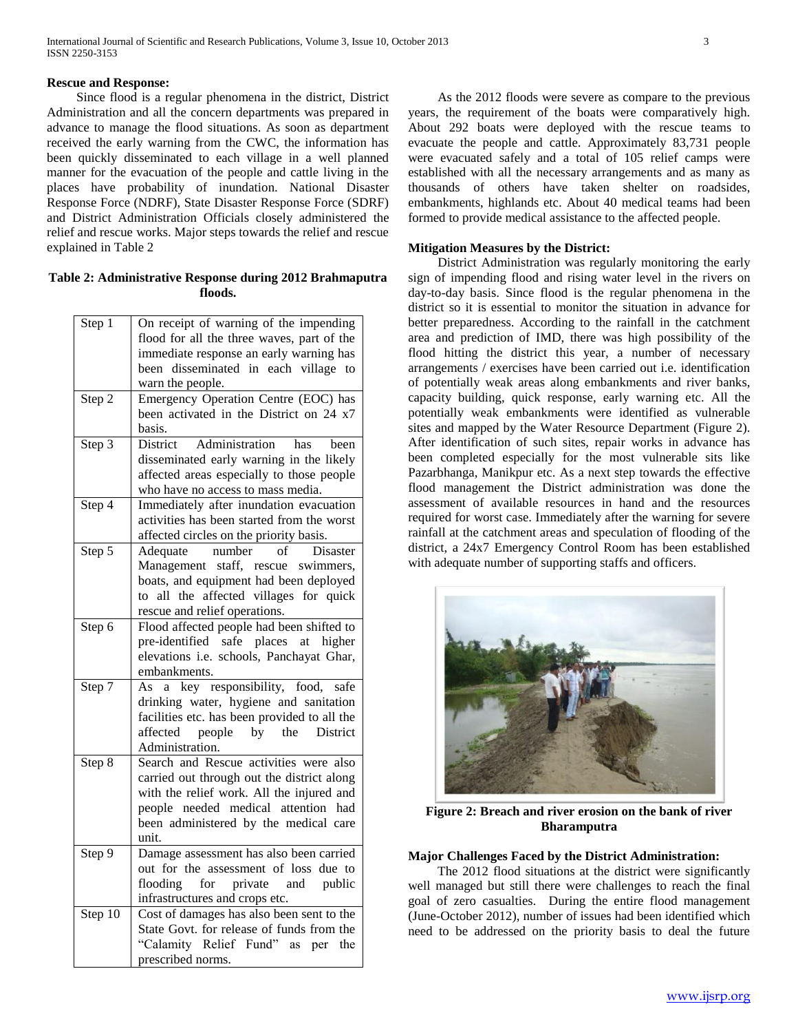**Rescue and Response:**

Since flood is a regular phenomena in the district, District Administration and all the concern departments was prepared in advance to manage the flood situations. As soon as department received the early warning from the CWC, the information has been quickly disseminated to each village in a well planned manner for the evacuation of the people and cattle living in the places have probability of inundation. National Disaster Response Force (NDRF), State Disaster Response Force (SDRF) and District Administration Officials closely administered the relief and rescue works. Major steps towards the relief and rescue explained in Table 2

**Table 2: Administrative Response during 2012 Brahmaputra floods.**

| Step | Description |
|---|---|
| Step 1 | On receipt of warning of the impending flood for all the three waves, part of the immediate response an early warning has been disseminated in each village to warn the people. |
| Step 2 | Emergency Operation Centre (EOC) has been activated in the District on 24 x7 basis. |
| Step 3 | District Administration has been disseminated early warning in the likely affected areas especially to those people who have no access to mass media. |
| Step 4 | Immediately after inundation evacuation activities has been started from the worst affected circles on the priority basis. |
| Step 5 | Adequate number of Disaster Management staff, rescue swimmers, boats, and equipment had been deployed to all the affected villages for quick rescue and relief operations. |
| Step 6 | Flood affected people had been shifted to pre-identified safe places at higher elevations i.e. schools, Panchayat Ghar, embankments. |
| Step 7 | As a key responsibility, food, safe drinking water, hygiene and sanitation facilities etc. has been provided to all the affected people by the District Administration. |
| Step 8 | Search and Rescue activities were also carried out through out the district along with the relief work. All the injured and people needed medical attention had been administered by the medical care unit. |
| Step 9 | Damage assessment has also been carried out for the assessment of loss due to flooding for private and public infrastructures and crops etc. |
| Step 10 | Cost of damages has also been sent to the State Govt. for release of funds from the "Calamity Relief Fund" as per the prescribed norms. |

As the 2012 floods were severe as compare to the previous years, the requirement of the boats were comparatively high. About 292 boats were deployed with the rescue teams to evacuate the people and cattle. Approximately 83,731 people were evacuated safely and a total of 105 relief camps were established with all the necessary arrangements and as many as thousands of others have taken shelter on roadsides, embankments, highlands etc. About 40 medical teams had been formed to provide medical assistance to the affected people.

**Mitigation Measures by the District:**

District Administration was regularly monitoring the early sign of impending flood and rising water level in the rivers on day-to-day basis. Since flood is the regular phenomena in the district so it is essential to monitor the situation in advance for better preparedness. According to the rainfall in the catchment area and prediction of IMD, there was high possibility of the flood hitting the district this year, a number of necessary arrangements / exercises have been carried out i.e. identification of potentially weak areas along embankments and river banks, capacity building, quick response, early warning etc. All the potentially weak embankments were identified as vulnerable sites and mapped by the Water Resource Department (Figure 2). After identification of such sites, repair works in advance has been completed especially for the most vulnerable sits like Pazarbhanga, Manikpur etc. As a next step towards the effective flood management the District administration was done the assessment of available resources in hand and the resources required for worst case. Immediately after the warning for severe rainfall at the catchment areas and speculation of flooding of the district, a 24x7 Emergency Control Room has been established with adequate number of supporting staffs and officers.

**Figure 2: Breach and river erosion on the bank of river Bharamputra**

**Major Challenges Faced by the District Administration:**

The 2012 flood situations at the district were significantly well managed but still there were challenges to reach the final goal of zero casualties. During the entire flood management (June-October 2012), number of issues had been identified which need to be addressed on the priority basis to deal the future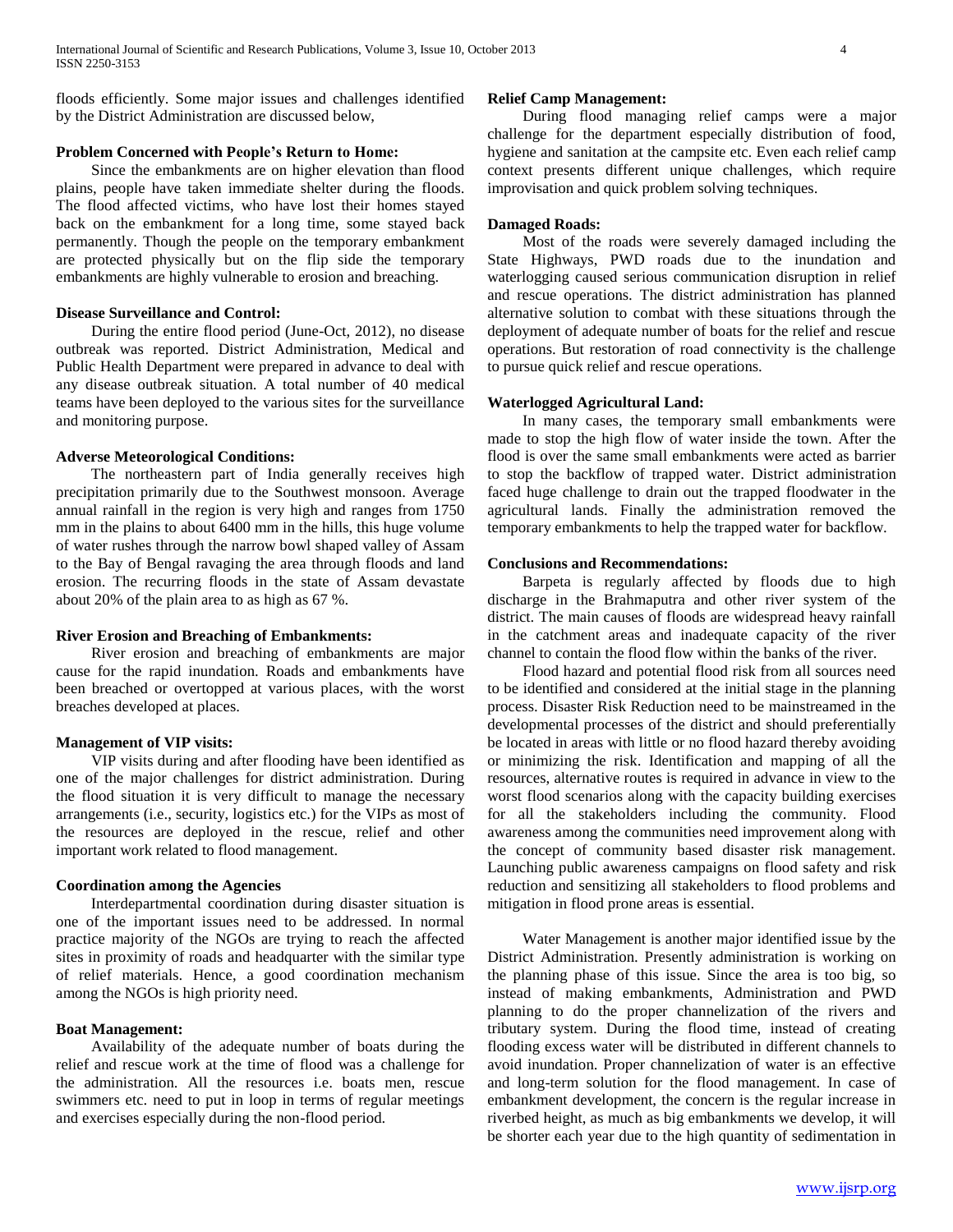floods efficiently. Some major issues and challenges identified by the District Administration are discussed below,

**Problem Concerned with People's Return to Home:**

Since the embankments are on higher elevation than flood plains, people have taken immediate shelter during the floods. The flood affected victims, who have lost their homes stayed back on the embankment for a long time, some stayed back permanently. Though the people on the temporary embankment are protected physically but on the flip side the temporary embankments are highly vulnerable to erosion and breaching.

**Disease Surveillance and Control:**

During the entire flood period (June-Oct, 2012), no disease outbreak was reported. District Administration, Medical and Public Health Department were prepared in advance to deal with any disease outbreak situation. A total number of 40 medical teams have been deployed to the various sites for the surveillance and monitoring purpose.

**Adverse Meteorological Conditions:**

The northeastern part of India generally receives high precipitation primarily due to the Southwest monsoon. Average annual rainfall in the region is very high and ranges from 1750 mm in the plains to about 6400 mm in the hills, this huge volume of water rushes through the narrow bowl shaped valley of Assam to the Bay of Bengal ravaging the area through floods and land erosion. The recurring floods in the state of Assam devastate about 20% of the plain area to as high as 67 %.

**River Erosion and Breaching of Embankments:**

River erosion and breaching of embankments are major cause for the rapid inundation. Roads and embankments have been breached or overtopped at various places, with the worst breaches developed at places.

**Management of VIP visits:**

VIP visits during and after flooding have been identified as one of the major challenges for district administration. During the flood situation it is very difficult to manage the necessary arrangements (i.e., security, logistics etc.) for the VIPs as most of the resources are deployed in the rescue, relief and other important work related to flood management.

**Coordination among the Agencies**

Interdepartmental coordination during disaster situation is one of the important issues need to be addressed. In normal practice majority of the NGOs are trying to reach the affected sites in proximity of roads and headquarter with the similar type of relief materials. Hence, a good coordination mechanism among the NGOs is high priority need.

**Boat Management:**

Availability of the adequate number of boats during the relief and rescue work at the time of flood was a challenge for the administration. All the resources i.e. boats men, rescue swimmers etc. need to put in loop in terms of regular meetings and exercises especially during the non-flood period.

**Relief Camp Management:**

During flood managing relief camps were a major challenge for the department especially distribution of food, hygiene and sanitation at the campsite etc. Even each relief camp context presents different unique challenges, which require improvisation and quick problem solving techniques.

**Damaged Roads:**

Most of the roads were severely damaged including the State Highways, PWD roads due to the inundation and waterlogging caused serious communication disruption in relief and rescue operations. The district administration has planned alternative solution to combat with these situations through the deployment of adequate number of boats for the relief and rescue operations. But restoration of road connectivity is the challenge to pursue quick relief and rescue operations.

**Waterlogged Agricultural Land:**

In many cases, the temporary small embankments were made to stop the high flow of water inside the town. After the flood is over the same small embankments were acted as barrier to stop the backflow of trapped water. District administration faced huge challenge to drain out the trapped floodwater in the agricultural lands. Finally the administration removed the temporary embankments to help the trapped water for backflow.

**Conclusions and Recommendations:**

Barpeta is regularly affected by floods due to high discharge in the Brahmaputra and other river system of the district. The main causes of floods are widespread heavy rainfall in the catchment areas and inadequate capacity of the river channel to contain the flood flow within the banks of the river.

Flood hazard and potential flood risk from all sources need to be identified and considered at the initial stage in the planning process. Disaster Risk Reduction need to be mainstreamed in the developmental processes of the district and should preferentially be located in areas with little or no flood hazard thereby avoiding or minimizing the risk. Identification and mapping of all the resources, alternative routes is required in advance in view to the worst flood scenarios along with the capacity building exercises for all the stakeholders including the community. Flood awareness among the communities need improvement along with the concept of community based disaster risk management. Launching public awareness campaigns on flood safety and risk reduction and sensitizing all stakeholders to flood problems and mitigation in flood prone areas is essential.

Water Management is another major identified issue by the District Administration. Presently administration is working on the planning phase of this issue. Since the area is too big, so instead of making embankments, Administration and PWD planning to do the proper channelization of the rivers and tributary system. During the flood time, instead of creating flooding excess water will be distributed in different channels to avoid inundation. Proper channelization of water is an effective and long-term solution for the flood management. In case of embankment development, the concern is the regular increase in riverbed height, as much as big embankments we develop, it will be shorter each year due to the high quantity of sedimentation in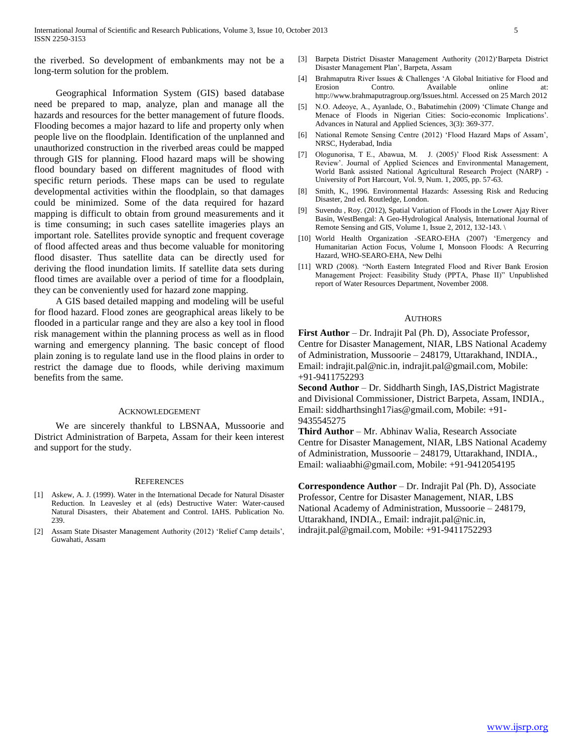the riverbed. So development of embankments may not be a long-term solution for the problem.

Geographical Information System (GIS) based database need be prepared to map, analyze, plan and manage all the hazards and resources for the better management of future floods. Flooding becomes a major hazard to life and property only when people live on the floodplain. Identification of the unplanned and unauthorized construction in the riverbed areas could be mapped through GIS for planning. Flood hazard maps will be showing flood boundary based on different magnitudes of flood with specific return periods. These maps can be used to regulate developmental activities within the floodplain, so that damages could be minimized. Some of the data required for hazard mapping is difficult to obtain from ground measurements and it is time consuming; in such cases satellite imageries plays an important role. Satellites provide synoptic and frequent coverage of flood affected areas and thus become valuable for monitoring flood disaster. Thus satellite data can be directly used for deriving the flood inundation limits. If satellite data sets during flood times are available over a period of time for a floodplain, they can be conveniently used for hazard zone mapping.

A GIS based detailed mapping and modeling will be useful for flood hazard. Flood zones are geographical areas likely to be flooded in a particular range and they are also a key tool in flood risk management within the planning process as well as in flood warning and emergency planning. The basic concept of flood plain zoning is to regulate land use in the flood plains in order to restrict the damage due to floods, while deriving maximum benefits from the same.

## ACKNOWLEDGEMENT

We are sincerely thankful to LBSNAA, Mussoorie and District Administration of Barpeta, Assam for their keen interest and support for the study.

## REFERENCES

[1] Askew, A. J. (1999). Water in the International Decade for Natural Disaster Reduction. In Leavesley et al (eds) Destructive Water: Water-caused Natural Disasters, their Abatement and Control. IAHS. Publication No. 239.

[2] Assam State Disaster Management Authority (2012) 'Relief Camp details', Guwahati, Assam

[3] Barpeta District Disaster Management Authority (2012)'Barpeta District Disaster Management Plan', Barpeta, Assam

[4] Brahmaputra River Issues & Challenges 'A Global Initiative for Flood and Erosion Contro. Available online at: http://www.brahmaputragroup.org/Issues.html. Accessed on 25 March 2012

[5] N.O. Adeoye, A., Ayanlade, O., Babatimehin (2009) 'Climate Change and Menace of Floods in Nigerian Cities: Socio-economic Implications'. Advances in Natural and Applied Sciences, 3(3): 369-377.

[6] National Remote Sensing Centre (2012) 'Flood Hazard Maps of Assam', NRSC, Hyderabad, India

[7] Ologunorisa, T E., Abawua, M. J. (2005)' Flood Risk Assessment: A Review'. Journal of Applied Sciences and Environmental Management, World Bank assisted National Agricultural Research Project (NARP) - University of Port Harcourt, Vol. 9, Num. 1, 2005, pp. 57-63.

[8] Smith, K., 1996. Environmental Hazards: Assessing Risk and Reducing Disaster, 2nd ed. Routledge, London.

[9] Suvendu , Roy. (2012), Spatial Variation of Floods in the Lower Ajay River Basin, WestBengal: A Geo-Hydrological Analysis, International Journal of Remote Sensing and GIS, Volume 1, Issue 2, 2012, 132-143. \

[10] World Health Organization -SEARO-EHA (2007) 'Emergency and Humanitarian Action Focus, Volume I, Monsoon Floods: A Recurring Hazard, WHO-SEARO-EHA, New Delhi

[11] WRD (2008). "North Eastern Integrated Flood and River Bank Erosion Management Project: Feasibility Study (PPTA, Phase II)" Unpublished report of Water Resources Department, November 2008.

## AUTHORS

**First Author** – Dr. Indrajit Pal (Ph. D), Associate Professor, Centre for Disaster Management, NIAR, LBS National Academy of Administration, Mussoorie – 248179, Uttarakhand, INDIA., Email: indrajit.pal@nic.in, indrajit.pal@gmail.com, Mobile: +91-9411752293

**Second Author** – Dr. Siddharth Singh, IAS,District Magistrate and Divisional Commissioner, District Barpeta, Assam, INDIA., Email: siddharthsingh17ias@gmail.com, Mobile: +91-9435545275

**Third Author** – Mr. Abhinav Walia, Research Associate Centre for Disaster Management, NIAR, LBS National Academy of Administration, Mussoorie – 248179, Uttarakhand, INDIA., Email: waliaabhi@gmail.com, Mobile: +91-9412054195

**Correspondence Author** – Dr. Indrajit Pal (Ph. D), Associate Professor, Centre for Disaster Management, NIAR, LBS National Academy of Administration, Mussoorie – 248179, Uttarakhand, INDIA., Email: indrajit.pal@nic.in, indrajit.pal@gmail.com, Mobile: +91-9411752293